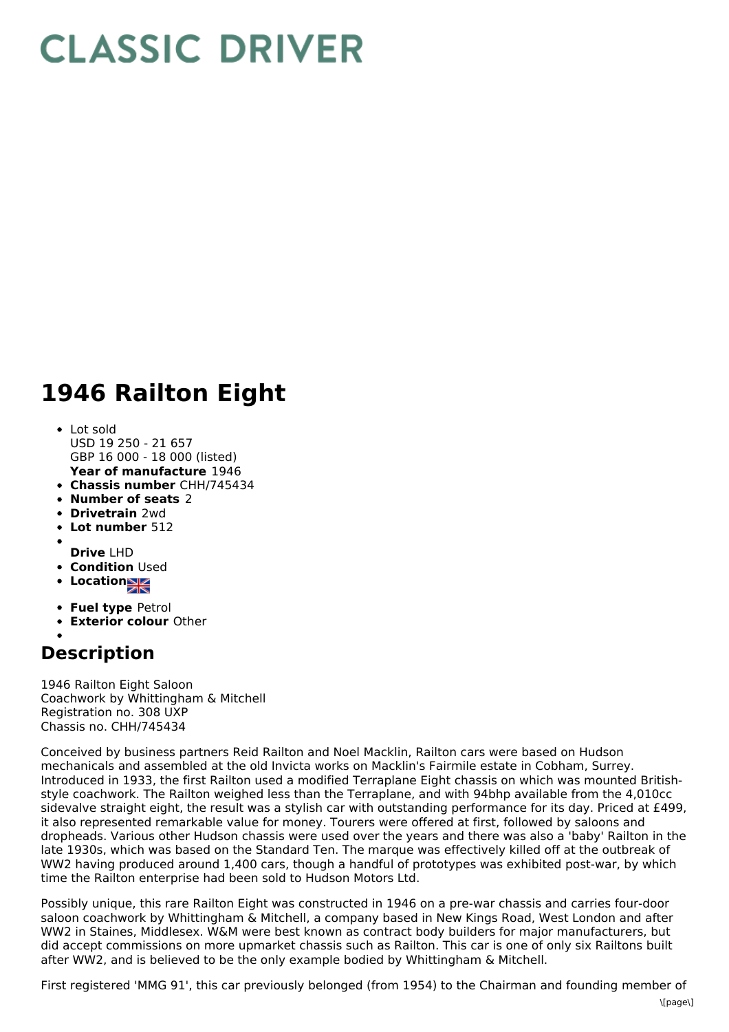# CLASSIC DRIVER

# 1946 Railton Eight

- Lot sold
  USD 19 250 - 21 657
  GBP 16 000 - 18 000 (listed)
  **Year of manufacture** 1946
- **Chassis number** CHH/745434
- **Number of seats** 2
- **Drivetrain** 2wd
- **Lot number** 512
- **Drive** LHD
- **Condition** Used
- **Location**
- **Fuel type** Petrol
- **Exterior colour** Other

## Description

1946 Railton Eight Saloon
Coachwork by Whittingham & Mitchell
Registration no. 308 UXP
Chassis no. CHH/745434

Conceived by business partners Reid Railton and Noel Macklin, Railton cars were based on Hudson mechanicals and assembled at the old Invicta works on Macklin's Fairmile estate in Cobham, Surrey. Introduced in 1933, the first Railton used a modified Terraplane Eight chassis on which was mounted British-style coachwork. The Railton weighed less than the Terraplane, and with 94bhp available from the 4,010cc sidevalve straight eight, the result was a stylish car with outstanding performance for its day. Priced at £499, it also represented remarkable value for money. Tourers were offered at first, followed by saloons and dropheads. Various other Hudson chassis were used over the years and there was also a 'baby' Railton in the late 1930s, which was based on the Standard Ten. The marque was effectively killed off at the outbreak of WW2 having produced around 1,400 cars, though a handful of prototypes was exhibited post-war, by which time the Railton enterprise had been sold to Hudson Motors Ltd.

Possibly unique, this rare Railton Eight was constructed in 1946 on a pre-war chassis and carries four-door saloon coachwork by Whittingham & Mitchell, a company based in New Kings Road, West London and after WW2 in Staines, Middlesex. W&M were best known as contract body builders for major manufacturers, but did accept commissions on more upmarket chassis such as Railton. This car is one of only six Railtons built after WW2, and is believed to be the only example bodied by Whittingham & Mitchell.

First registered 'MMG 91', this car previously belonged (from 1954) to the Chairman and founding member of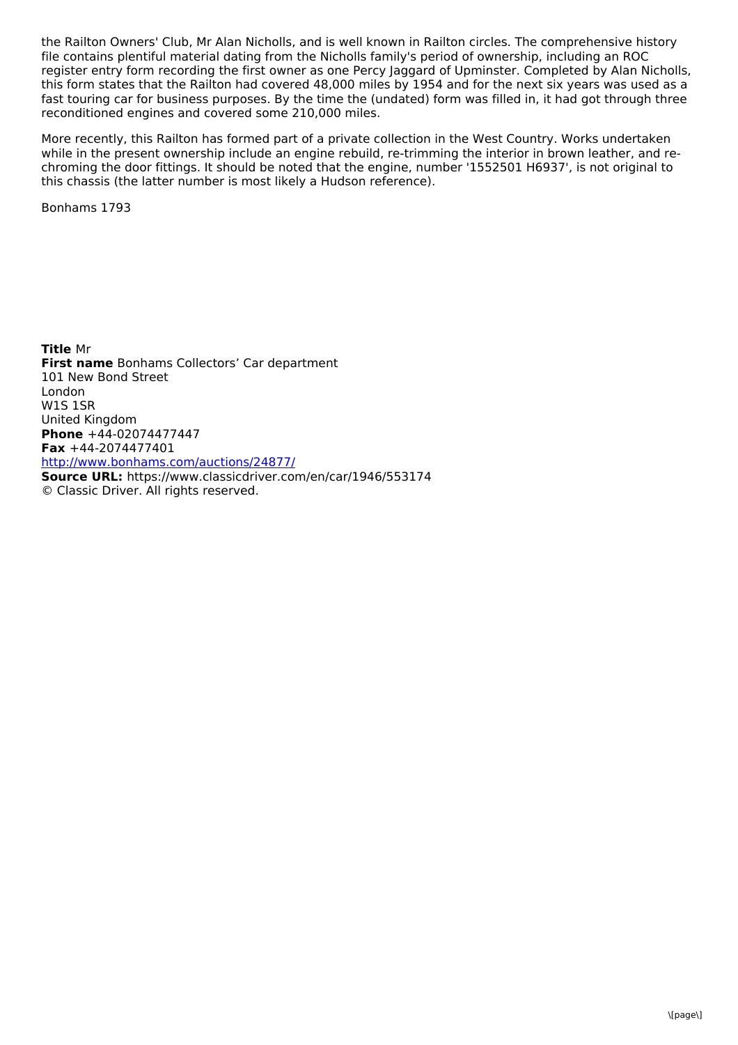the Railton Owners' Club, Mr Alan Nicholls, and is well known in Railton circles. The comprehensive history file contains plentiful material dating from the Nicholls family's period of ownership, including an ROC register entry form recording the first owner as one Percy Jaggard of Upminster. Completed by Alan Nicholls, this form states that the Railton had covered 48,000 miles by 1954 and for the next six years was used as a fast touring car for business purposes. By the time the (undated) form was filled in, it had got through three reconditioned engines and covered some 210,000 miles.

More recently, this Railton has formed part of a private collection in the West Country. Works undertaken while in the present ownership include an engine rebuild, re-trimming the interior in brown leather, and re-chroming the door fittings. It should be noted that the engine, number '1552501 H6937', is not original to this chassis (the latter number is most likely a Hudson reference).

Bonhams 1793

**Title** Mr
**First name** Bonhams Collectors' Car department
101 New Bond Street
London
W1S 1SR
United Kingdom
**Phone** +44-02074477447
**Fax** +44-2074477401
http://www.bonhams.com/auctions/24877/
**Source URL:** https://www.classicdriver.com/en/car/1946/553174
© Classic Driver. All rights reserved.